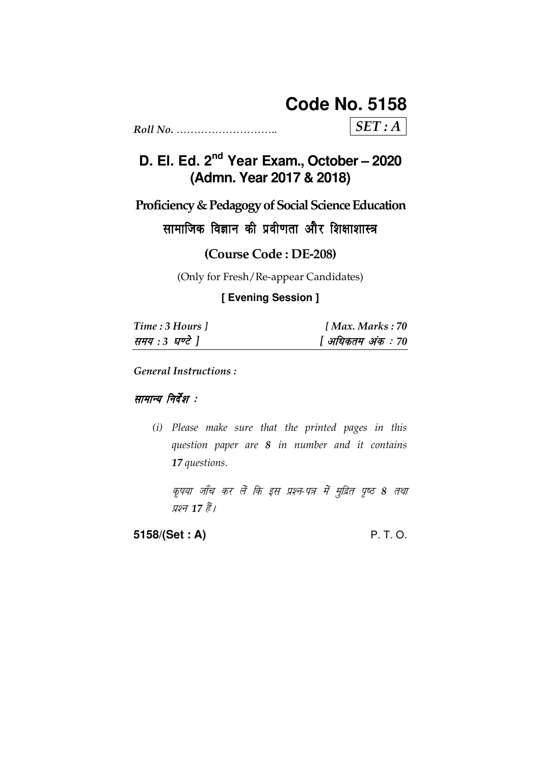# Code No. 5158

*Roll No.* ………………………..

*SET : A*

## D. El. Ed. 2nd Year Exam., October – 2020 (Admn. Year 2017 & 2018)

**Proficiency & Pedagogy of Social Science Education**

**सामाजिक विज्ञान की प्रवीणता और शिक्षाशास्त्र**

**(Course Code : DE-208)**

(Only for Fresh/Re-appear Candidates)

**[ Evening Session ]**

| *Time : 3 Hours ]* | *[ Max. Marks : 70* |
|---|---|
| *समय : 3 घण्टे ]* | *[ अधिकतम अंक : 70* |

*General Instructions :*

*सामान्य निर्देश :*

*(i) Please make sure that the printed pages in this question paper are **8** in number and it contains **17** questions.*

*कृपया जाँच कर लें कि इस प्रश्न-पत्र में मुद्रित पृष्ठ **8** तथा प्रश्न **17** हैं।*

**5158/(Set : A)** P. T. O.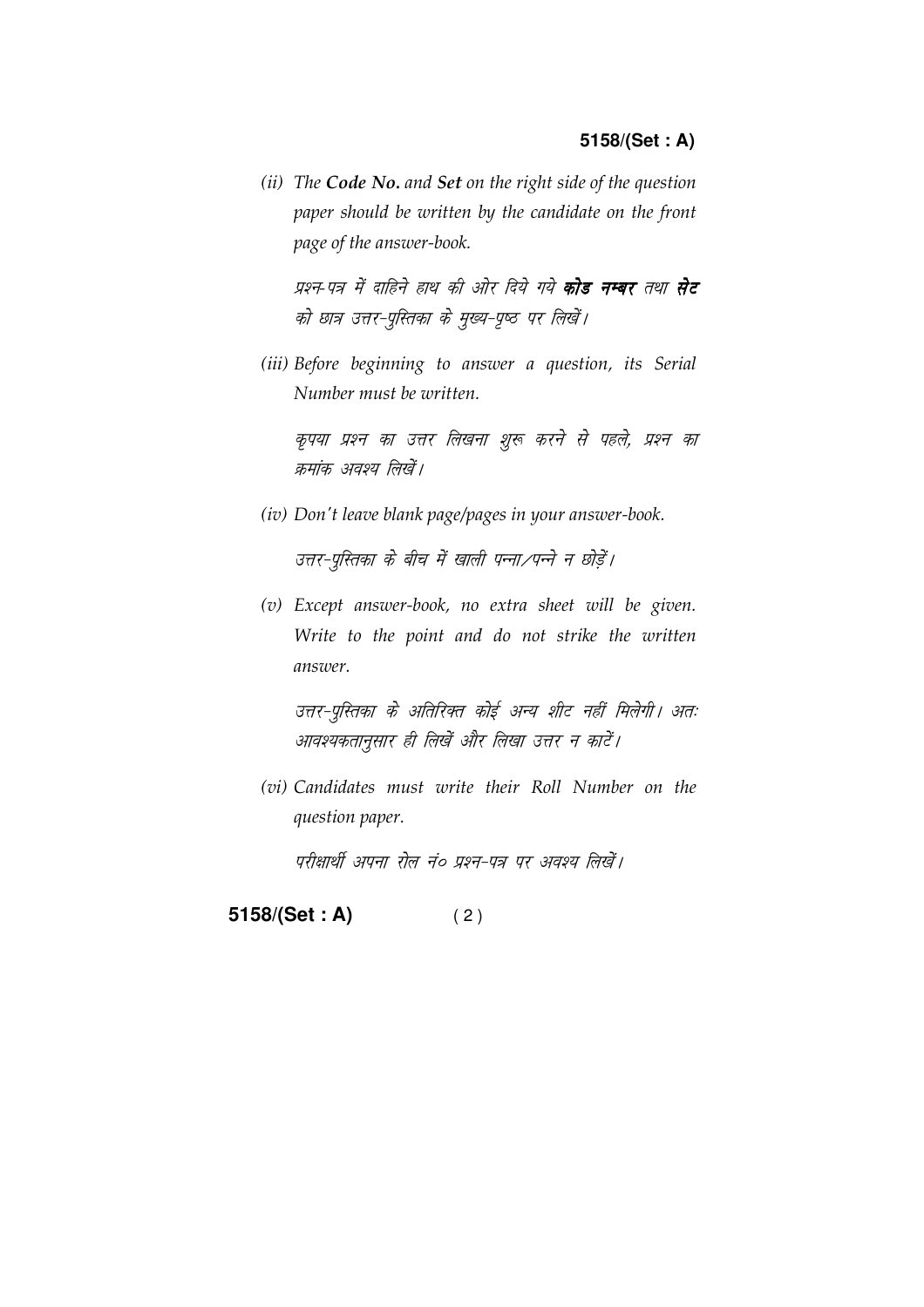*(ii) The **Code No.** and **Set** on the right side of the question paper should be written by the candidate on the front page of the answer-book.*

*प्रश्न-पत्र में दाहिने हाथ की ओर दिये गये **कोड नम्बर** तथा **सेट** को छात्र उत्तर-पुस्तिका के मुख्य-पृष्ठ पर लिखें।*

*(iii) Before beginning to answer a question, its Serial Number must be written.*

*कृपया प्रश्न का उत्तर लिखना शुरू करने से पहले, प्रश्न का क्रमांक अवश्य लिखें।*

*(iv) Don't leave blank page/pages in your answer-book.*

*उत्तर-पुस्तिका के बीच में खाली पन्ना/पन्ने न छोड़ें।*

*(v) Except answer-book, no extra sheet will be given. Write to the point and do not strike the written answer.*

*उत्तर-पुस्तिका के अतिरिक्त कोई अन्य शीट नहीं मिलेगी। अतः आवश्यकतानुसार ही लिखें और लिखा उत्तर न काटें।*

*(vi) Candidates must write their Roll Number on the question paper.*

*परीक्षार्थी अपना रोल नं० प्रश्न-पत्र पर अवश्य लिखें।*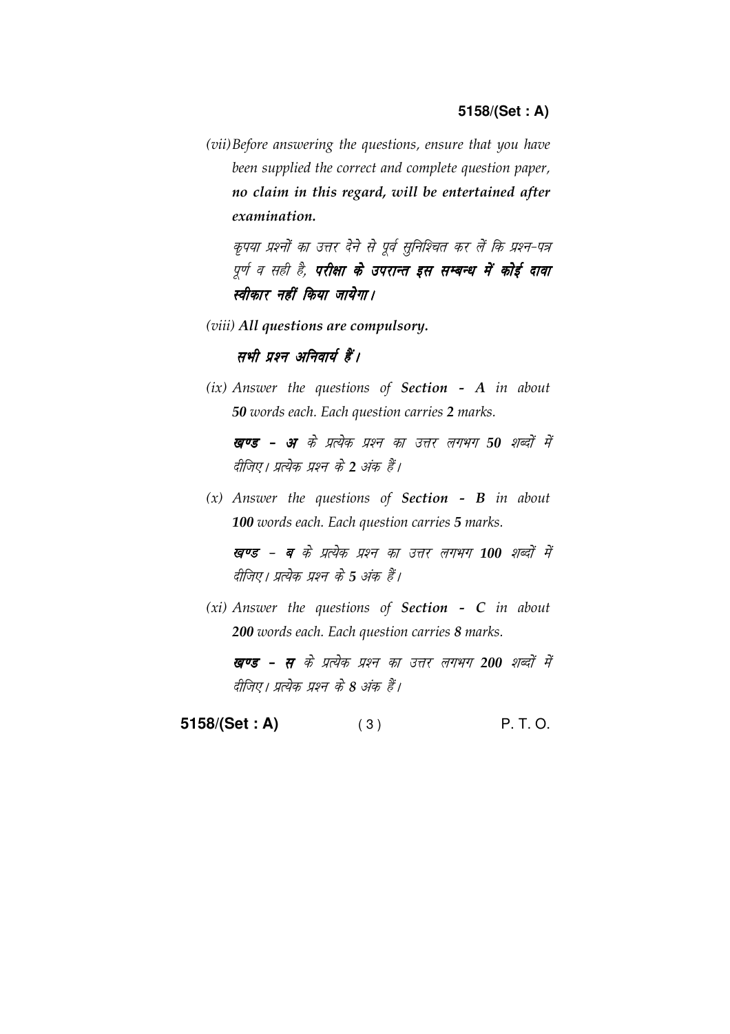*(vii)* *Before answering the questions, ensure that you have been supplied the correct and complete question paper,* ***no claim in this regard, will be entertained after examination.***

*कृपया प्रश्नों का उत्तर देने से पूर्व सुनिश्चित कर लें कि प्रश्न-पत्र पूर्ण व सही है,* ***परीक्षा के उपरान्त इस सम्बन्ध में कोई दावा स्वीकार नहीं किया जायेगा।***

*(viii)* ***All questions are compulsory.***

***सभी प्रश्न अनिवार्य हैं।***

*(ix)* *Answer the questions of* ***Section - A*** *in about* ***50*** *words each. Each question carries* ***2*** *marks.*

***खण्ड - अ*** *के प्रत्येक प्रश्न का उत्तर लगभग* ***50*** *शब्दों में दीजिए। प्रत्येक प्रश्न के* ***2*** *अंक हैं।*

*(x)* *Answer the questions of* ***Section - B*** *in about* ***100*** *words each. Each question carries* ***5*** *marks.*

***खण्ड - ब*** *के प्रत्येक प्रश्न का उत्तर लगभग* ***100*** *शब्दों में दीजिए। प्रत्येक प्रश्न के* ***5*** *अंक हैं।*

*(xi)* *Answer the questions of* ***Section - C*** *in about* ***200*** *words each. Each question carries* ***8*** *marks.*

***खण्ड - स*** *के प्रत्येक प्रश्न का उत्तर लगभग* ***200*** *शब्दों में दीजिए। प्रत्येक प्रश्न के* ***8*** *अंक हैं।*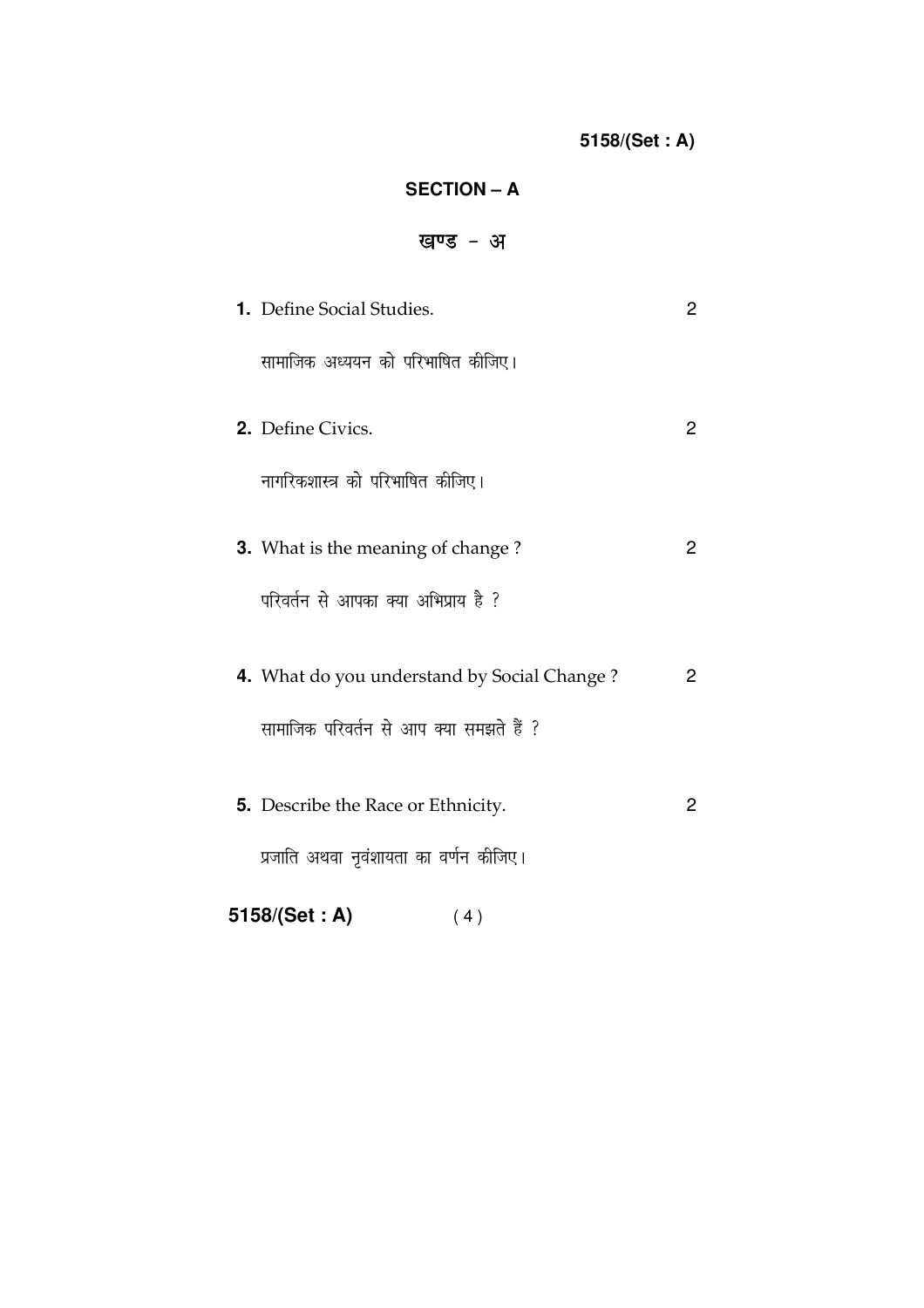## SECTION – A

## खण्ड - अ

**1.** Define Social Studies. 2

सामाजिक अध्ययन को परिभाषित कीजिए।

**2.** Define Civics. 2

नागरिकशास्त्र को परिभाषित कीजिए।

**3.** What is the meaning of change ? 2

परिवर्तन से आपका क्या अभिप्राय है ?

**4.** What do you understand by Social Change ? 2

सामाजिक परिवर्तन से आप क्या समझते हैं ?

**5.** Describe the Race or Ethnicity. 2

प्रजाति अथवा नृवंशायता का वर्णन कीजिए।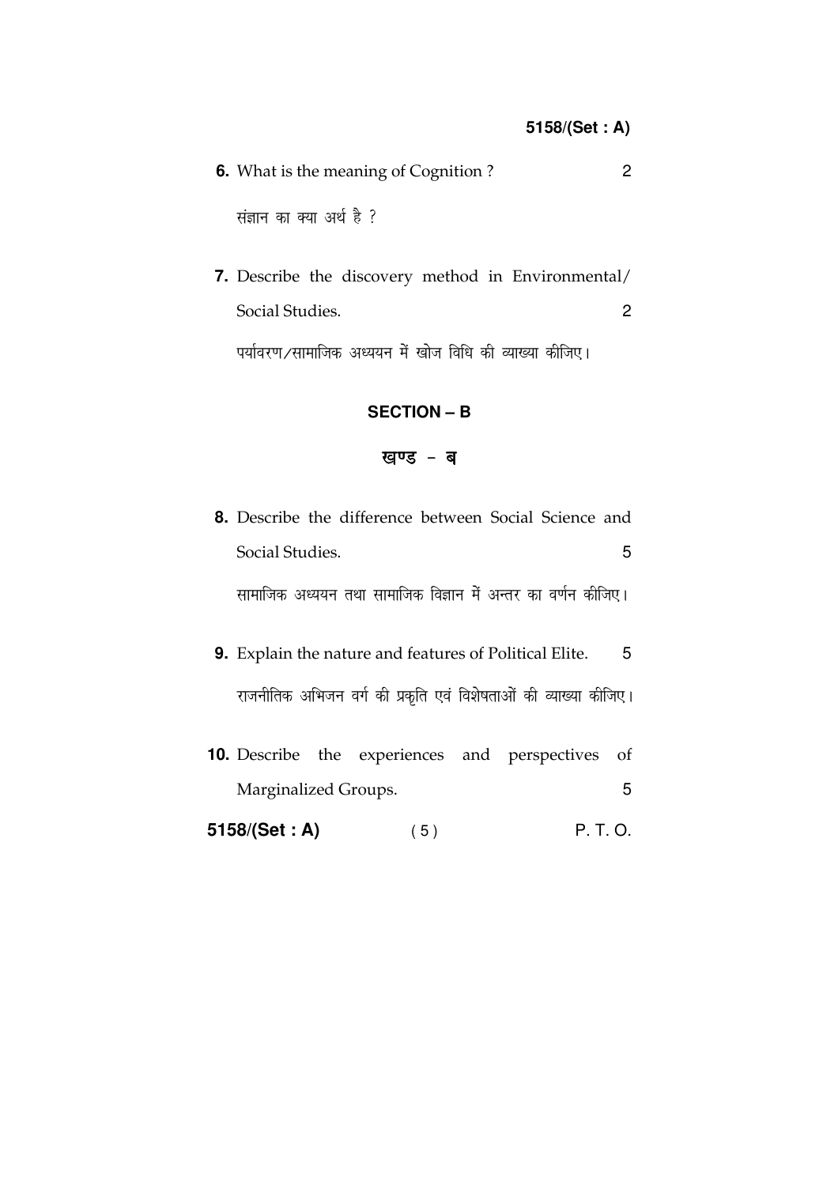**6.** What is the meaning of Cognition ? 2

संज्ञान का क्या अर्थ है ?

**7.** Describe the discovery method in Environmental/ Social Studies. 2

पर्यावरण/सामाजिक अध्ययन में खोज विधि की व्याख्या कीजिए।

## SECTION – B

## खण्ड – ब

**8.** Describe the difference between Social Science and Social Studies. 5

सामाजिक अध्ययन तथा सामाजिक विज्ञान में अन्तर का वर्णन कीजिए।

**9.** Explain the nature and features of Political Elite. 5

राजनीतिक अभिजन वर्ग की प्रकृति एवं विशेषताओं की व्याख्या कीजिए।

**10.** Describe the experiences and perspectives of Marginalized Groups. 5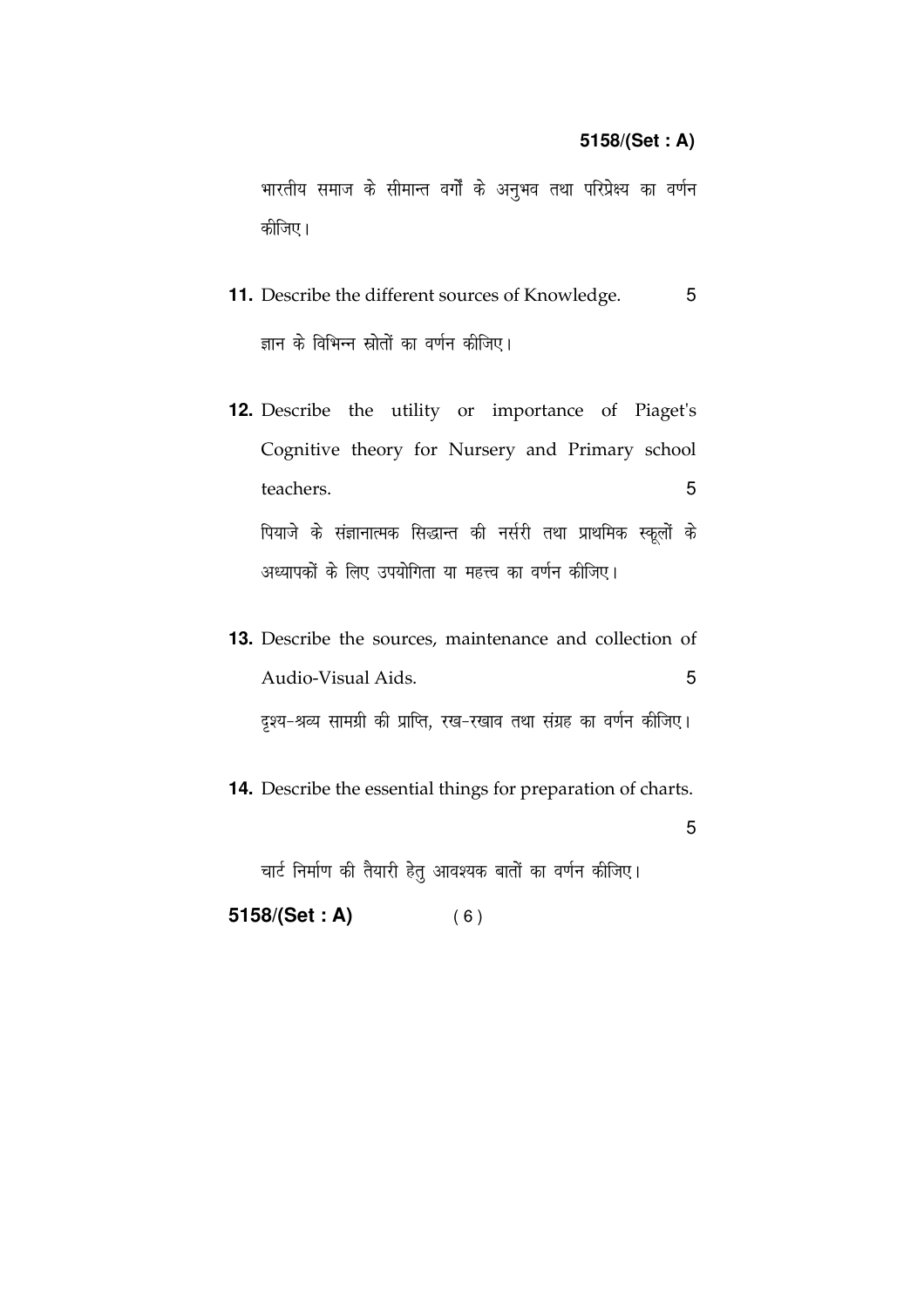भारतीय समाज के सीमान्त वर्गों के अनुभव तथा परिप्रेक्ष्य का वर्णन कीजिए।

**11.** Describe the different sources of Knowledge. 5

ज्ञान के विभिन्न स्रोतों का वर्णन कीजिए।

**12.** Describe the utility or importance of Piaget's Cognitive theory for Nursery and Primary school teachers. 5

पियाजे के संज्ञानात्मक सिद्धान्त की नर्सरी तथा प्राथमिक स्कूलों के अध्यापकों के लिए उपयोगिता या महत्त्व का वर्णन कीजिए।

**13.** Describe the sources, maintenance and collection of Audio-Visual Aids. 5

दृश्य-श्रव्य सामग्री की प्राप्ति, रख-रखाव तथा संग्रह का वर्णन कीजिए।

**14.** Describe the essential things for preparation of charts. 5

चार्ट निर्माण की तैयारी हेतु आवश्यक बातों का वर्णन कीजिए।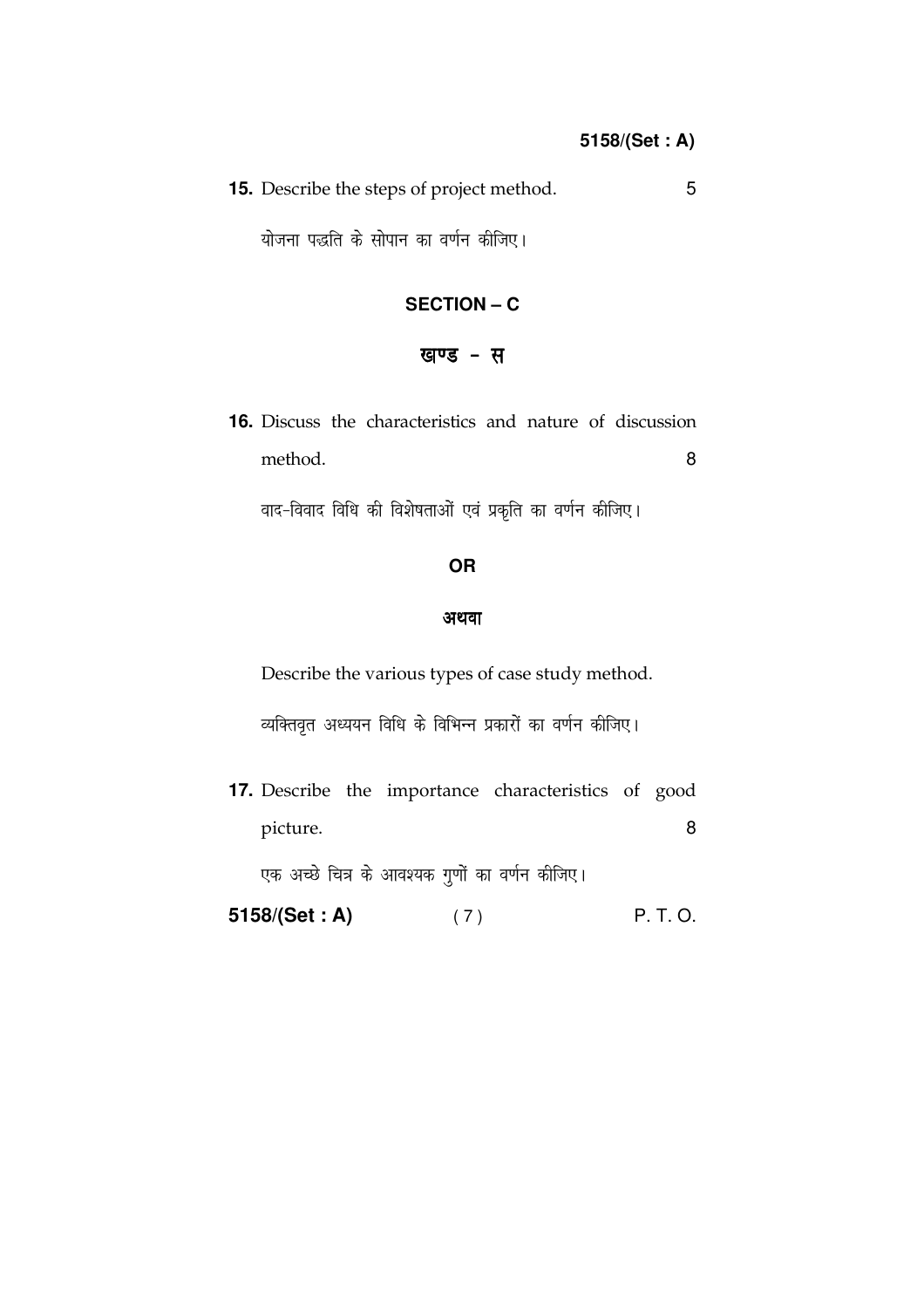**15.** Describe the steps of project method. 5

योजना पद्धति के सोपान का वर्णन कीजिए।

## SECTION – C

## खण्ड - स

**16.** Discuss the characteristics and nature of discussion method. 8

वाद-विवाद विधि की विशेषताओं एवं प्रकृति का वर्णन कीजिए।

**OR**

**अथवा**

Describe the various types of case study method.

व्यक्तिवृत अध्ययन विधि के विभिन्न प्रकारों का वर्णन कीजिए।

**17.** Describe the importance characteristics of good picture. 8

एक अच्छे चित्र के आवश्यक गुणों का वर्णन कीजिए।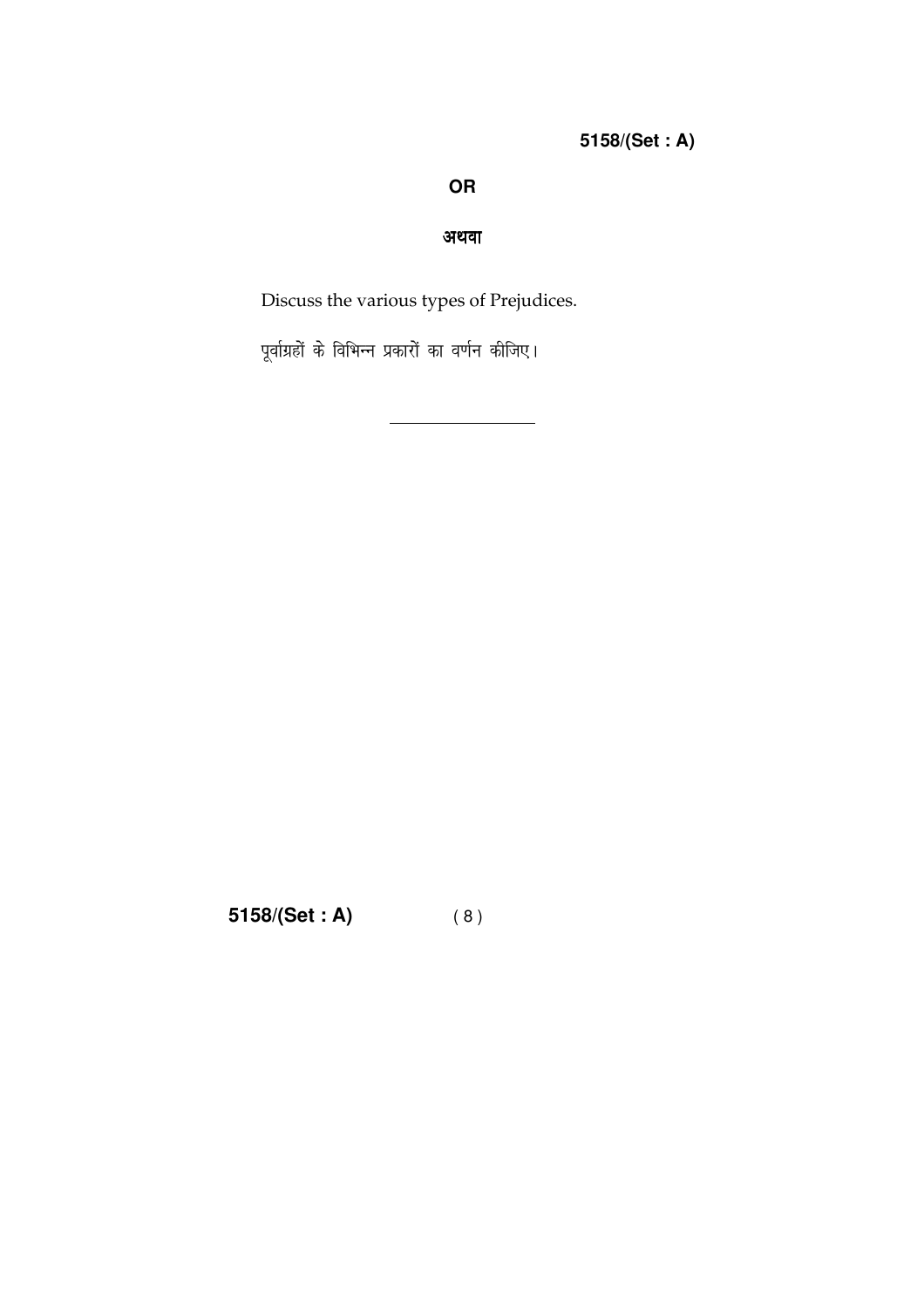**OR**

**अथवा**

Discuss the various types of Prejudices.

पूर्वाग्रहों के विभिन्न प्रकारों का वर्णन कीजिए।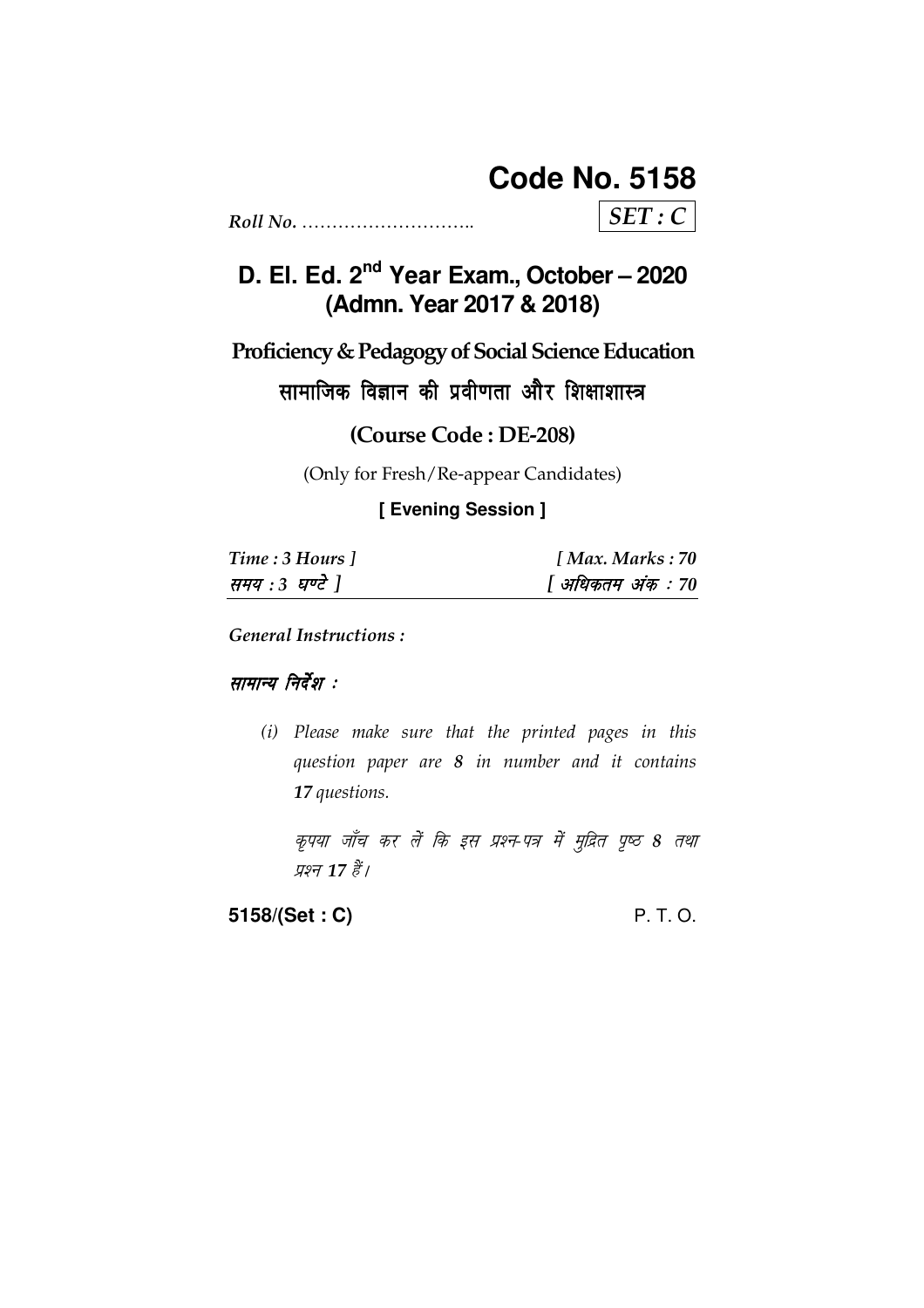# Code No. 5158

*Roll No.* ………………………..

*SET : C*

## D. El. Ed. 2nd Year Exam., October – 2020 (Admn. Year 2017 & 2018)

### Proficiency & Pedagogy of Social Science Education

### सामाजिक विज्ञान की प्रवीणता और शिक्षाशास्त्र

### (Course Code : DE-208)

(Only for Fresh/Re-appear Candidates)

**[ Evening Session ]**

| *Time : 3 Hours ]* | *[ Max. Marks : 70* |
| --- | --- |
| *समय : 3 घण्टे ]* | *[ अधिकतम अंक : 70* |

*General Instructions :*

*सामान्य निर्देश :*

*(i) Please make sure that the printed pages in this question paper are **8** in number and it contains **17** questions.*

*कृपया जाँच कर लें कि इस प्रश्न-पत्र में मुद्रित पृष्ठ **8** तथा प्रश्न **17** हैं।*

**5158/(Set : C)** P. T. O.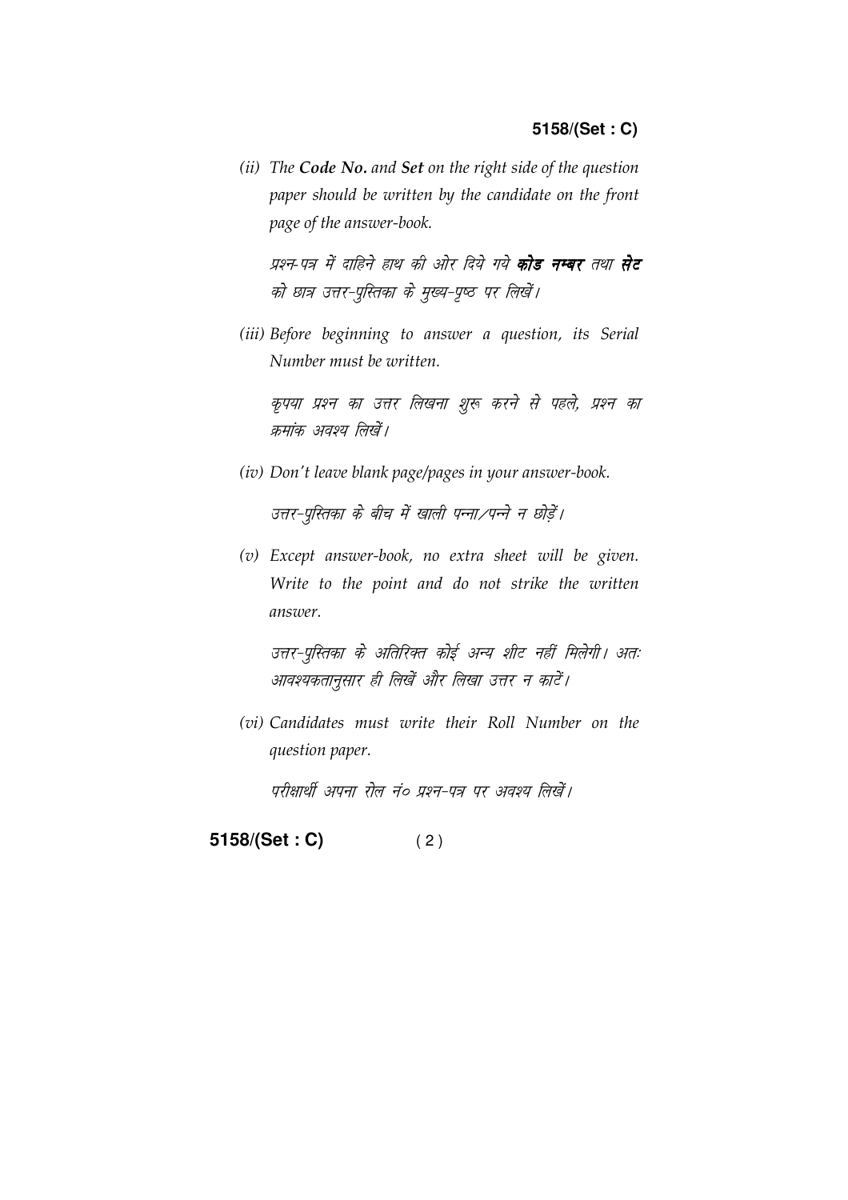*(ii) The **Code No.** and **Set** on the right side of the question paper should be written by the candidate on the front page of the answer-book.*

*प्रश्न-पत्र में दाहिने हाथ की ओर दिये गये **कोड नम्बर** तथा **सेट** को छात्र उत्तर-पुस्तिका के मुख्य-पृष्ठ पर लिखें।*

*(iii) Before beginning to answer a question, its Serial Number must be written.*

*कृपया प्रश्न का उत्तर लिखना शुरू करने से पहले, प्रश्न का क्रमांक अवश्य लिखें।*

*(iv) Don't leave blank page/pages in your answer-book.*

*उत्तर-पुस्तिका के बीच में खाली पन्ना/पन्ने न छोड़ें।*

*(v) Except answer-book, no extra sheet will be given. Write to the point and do not strike the written answer.*

*उत्तर-पुस्तिका के अतिरिक्त कोई अन्य शीट नहीं मिलेगी। अतः आवश्यकतानुसार ही लिखें और लिखा उत्तर न काटें।*

*(vi) Candidates must write their Roll Number on the question paper.*

*परीक्षार्थी अपना रोल नं० प्रश्न-पत्र पर अवश्य लिखें।*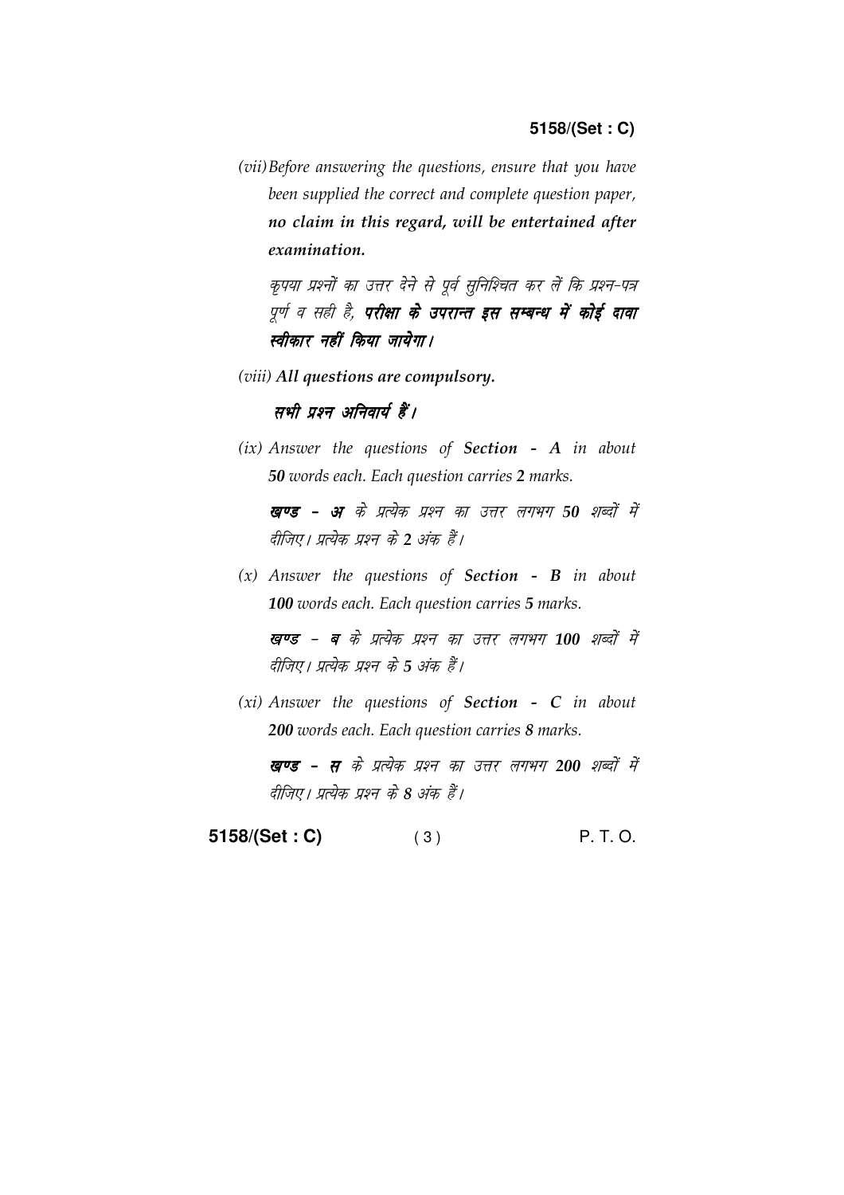*(vii) Before answering the questions, ensure that you have been supplied the correct and complete question paper,* ***no claim in this regard, will be entertained after examination.***

*कृपया प्रश्नों का उत्तर देने से पूर्व सुनिश्चित कर लें कि प्रश्न-पत्र पूर्ण व सही है,* ***परीक्षा के उपरान्त इस सम्बन्ध में कोई दावा स्वीकार नहीं किया जायेगा।***

*(viii)* ***All questions are compulsory.***

***सभी प्रश्न अनिवार्य हैं।***

*(ix) Answer the questions of* ***Section - A*** *in about* ***50*** *words each. Each question carries* ***2*** *marks.*

***खण्ड - अ*** *के प्रत्येक प्रश्न का उत्तर लगभग* ***50*** *शब्दों में दीजिए। प्रत्येक प्रश्न के* ***2*** *अंक हैं।*

*(x) Answer the questions of* ***Section - B*** *in about* ***100*** *words each. Each question carries* ***5*** *marks.*

***खण्ड - ब*** *के प्रत्येक प्रश्न का उत्तर लगभग* ***100*** *शब्दों में दीजिए। प्रत्येक प्रश्न के* ***5*** *अंक हैं।*

*(xi) Answer the questions of* ***Section - C*** *in about* ***200*** *words each. Each question carries* ***8*** *marks.*

***खण्ड - स*** *के प्रत्येक प्रश्न का उत्तर लगभग* ***200*** *शब्दों में दीजिए। प्रत्येक प्रश्न के* ***8*** *अंक हैं।*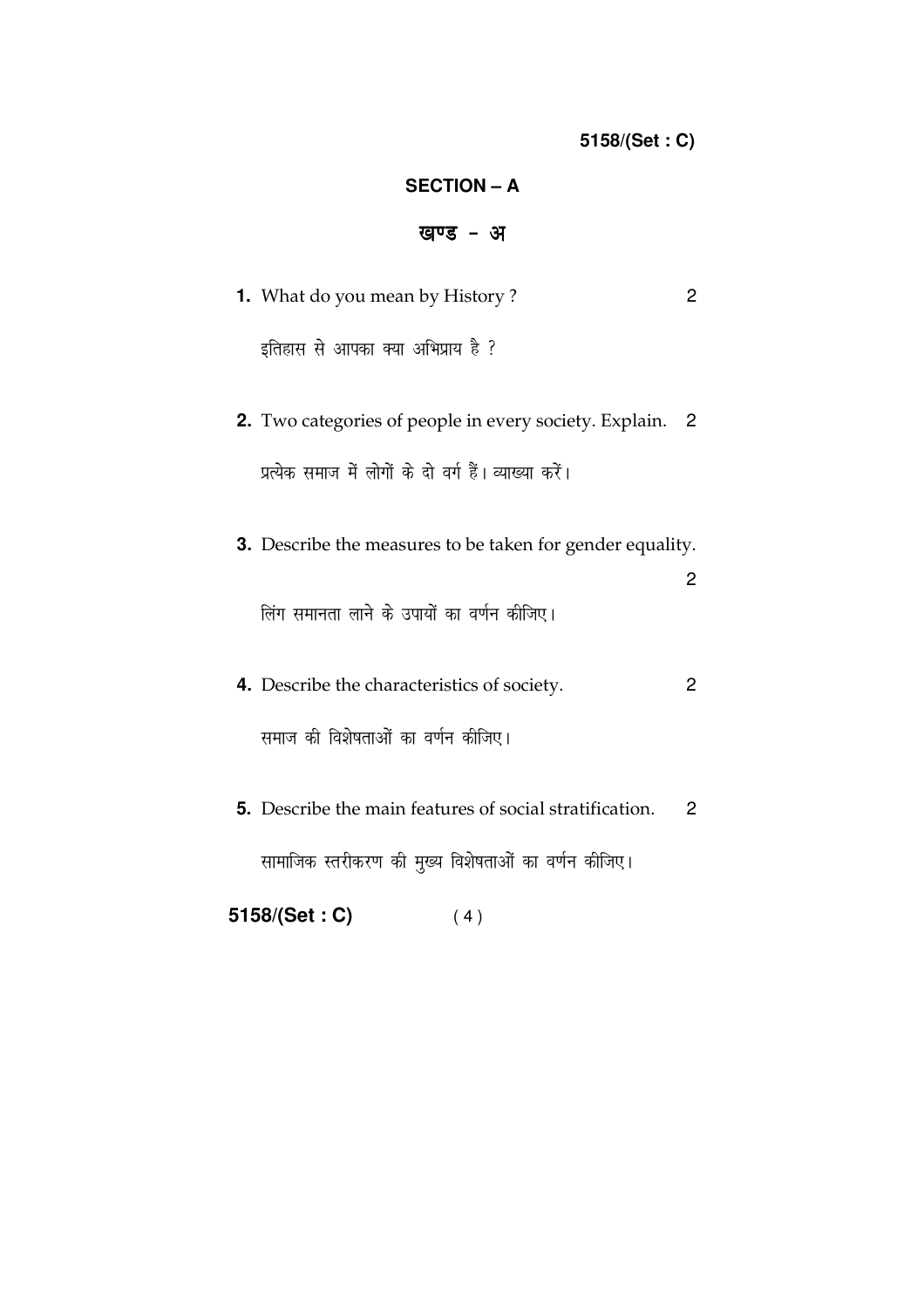## SECTION – A

## खण्ड – अ

**1.** What do you mean by History ? 2

इतिहास से आपका क्या अभिप्राय है ?

**2.** Two categories of people in every society. Explain. 2

प्रत्येक समाज में लोगों के दो वर्ग हैं। व्याख्या करें।

**3.** Describe the measures to be taken for gender equality. 2

लिंग समानता लाने के उपायों का वर्णन कीजिए।

**4.** Describe the characteristics of society. 2

समाज की विशेषताओं का वर्णन कीजिए।

**5.** Describe the main features of social stratification. 2

सामाजिक स्तरीकरण की मुख्य विशेषताओं का वर्णन कीजिए।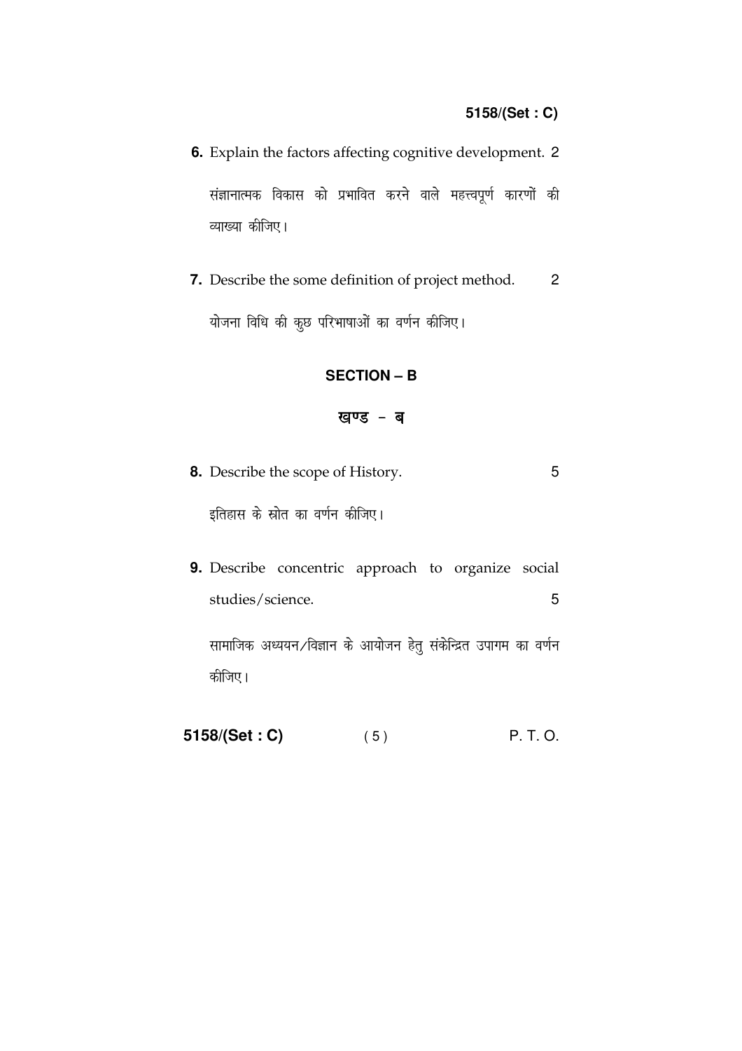**6.** Explain the factors affecting cognitive development. 2

संज्ञानात्मक विकास को प्रभावित करने वाले महत्त्वपूर्ण कारणों की व्याख्या कीजिए।

**7.** Describe the some definition of project method. 2

योजना विधि की कुछ परिभाषाओं का वर्णन कीजिए।

## SECTION – B

## खण्ड – ब

**8.** Describe the scope of History. 5

इतिहास के स्रोत का वर्णन कीजिए।

**9.** Describe concentric approach to organize social studies/science. 5

सामाजिक अध्ययन/विज्ञान के आयोजन हेतु संकेन्द्रित उपागम का वर्णन कीजिए।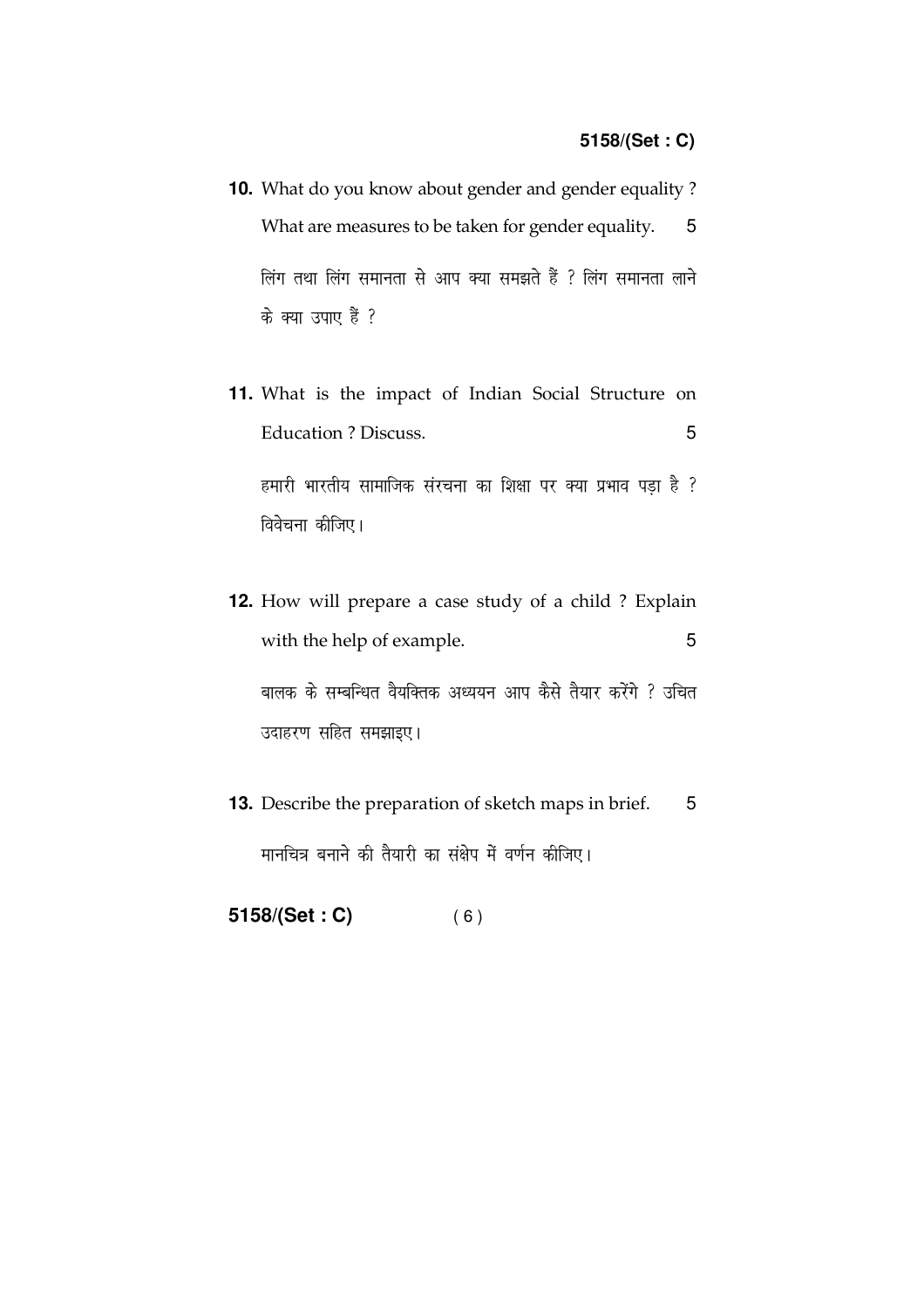**10.** What do you know about gender and gender equality ? What are measures to be taken for gender equality. 5

लिंग तथा लिंग समानता से आप क्या समझते हैं ? लिंग समानता लाने के क्या उपाए हैं ?

**11.** What is the impact of Indian Social Structure on Education ? Discuss. 5

हमारी भारतीय सामाजिक संरचना का शिक्षा पर क्या प्रभाव पड़ा है ? विवेचना कीजिए।

**12.** How will prepare a case study of a child ? Explain with the help of example. 5

बालक के सम्बन्धित वैयक्तिक अध्ययन आप कैसे तैयार करेंगे ? उचित उदाहरण सहित समझाइए।

**13.** Describe the preparation of sketch maps in brief. 5

मानचित्र बनाने की तैयारी का संक्षेप में वर्णन कीजिए।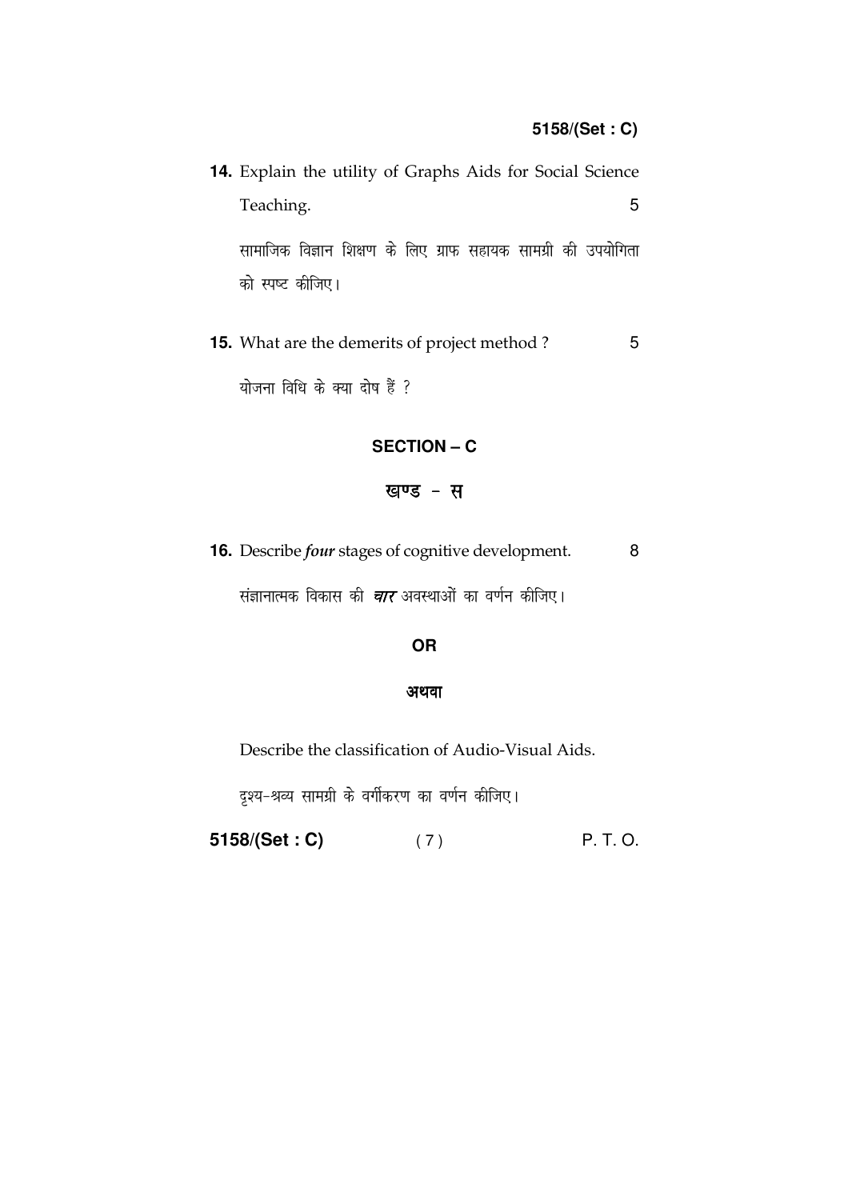**14.** Explain the utility of Graphs Aids for Social Science Teaching. 5

सामाजिक विज्ञान शिक्षण के लिए ग्राफ सहायक सामग्री की उपयोगिता को स्पष्ट कीजिए।

**15.** What are the demerits of project method ? 5

योजना विधि के क्या दोष हैं ?

## SECTION – C

## खण्ड – स

**16.** Describe *four* stages of cognitive development. 8

संज्ञानात्मक विकास की ***चार*** अवस्थाओं का वर्णन कीजिए।

**OR**

**अथवा**

Describe the classification of Audio-Visual Aids.

दृश्य-श्रव्य सामग्री के वर्गीकरण का वर्णन कीजिए।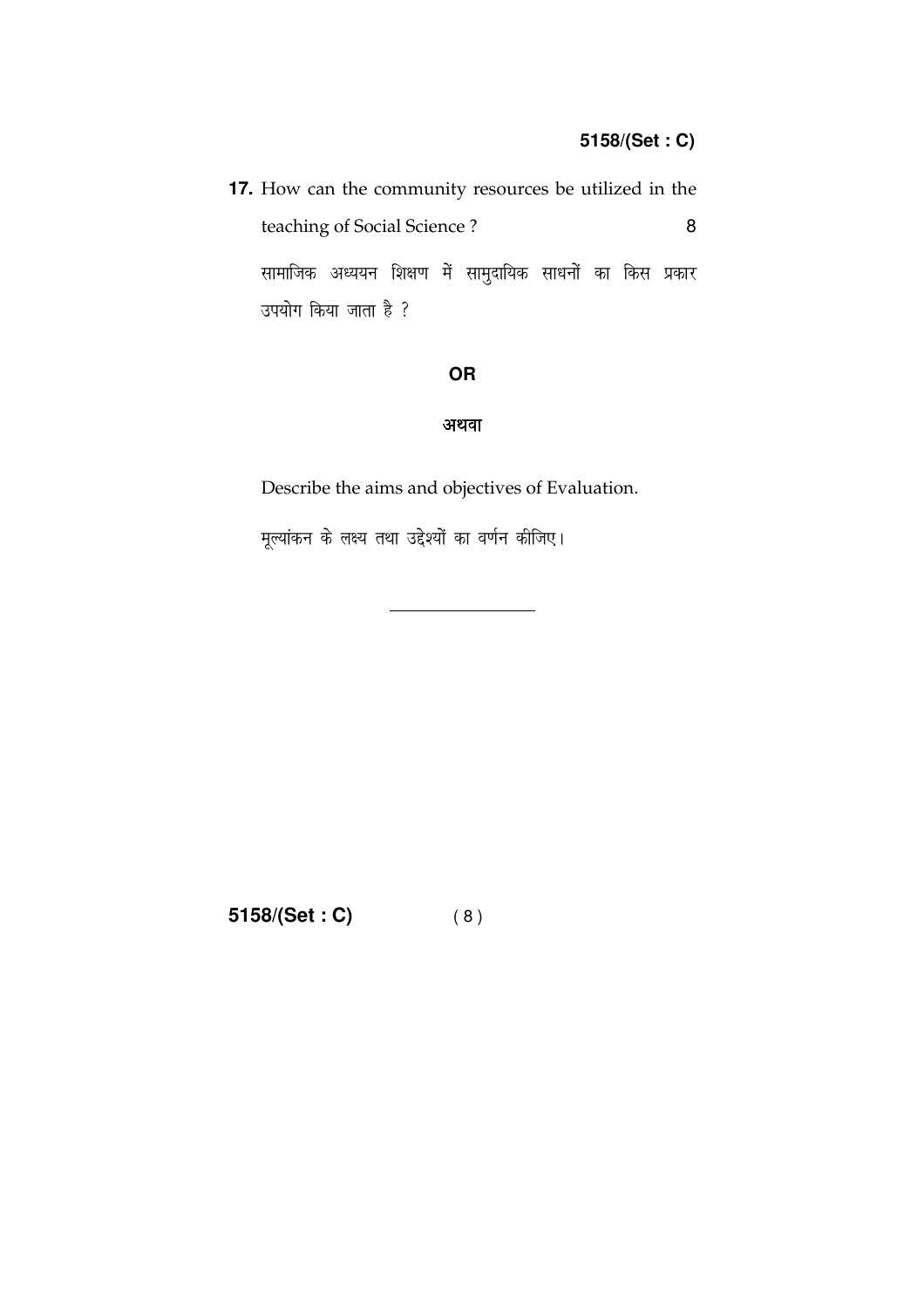**17.** How can the community resources be utilized in the teaching of Social Science ? 8

सामाजिक अध्ययन शिक्षण में सामुदायिक साधनों का किस प्रकार उपयोग किया जाता है ?

**OR**

**अथवा**

Describe the aims and objectives of Evaluation.

मूल्यांकन के लक्ष्य तथा उद्देश्यों का वर्णन कीजिए।

---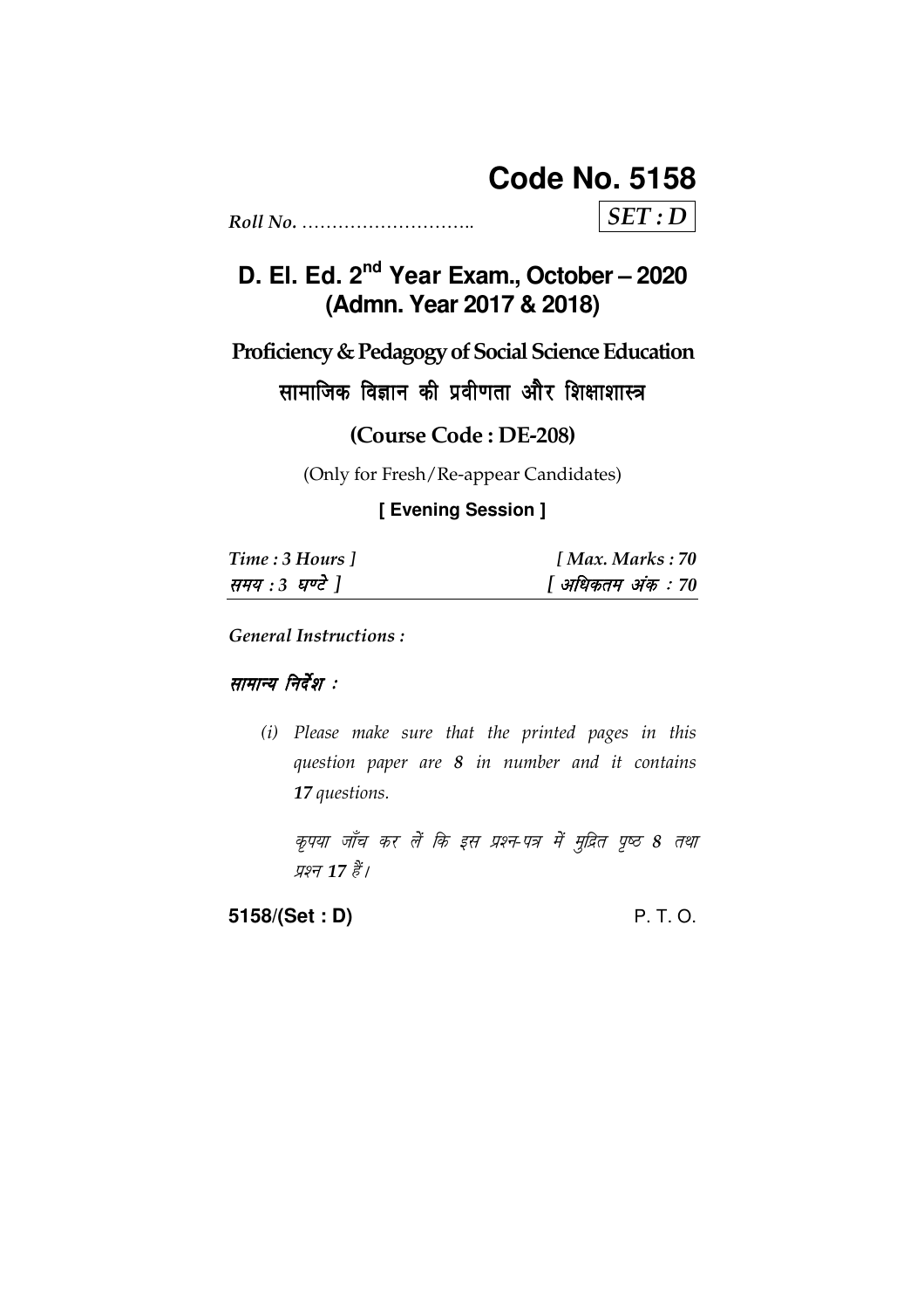# Code No. 5158

*Roll No.* ………………………..

***SET : D***

## D. El. Ed. 2nd Year Exam., October – 2020 (Admn. Year 2017 & 2018)

### Proficiency & Pedagogy of Social Science Education

### सामाजिक विज्ञान की प्रवीणता और शिक्षाशास्त्र

### (Course Code : DE-208)

(Only for Fresh/Re-appear Candidates)

**[ Evening Session ]**

| *Time : 3 Hours ]* | *[ Max. Marks : 70* |
|---|---|
| *समय : 3 घण्टे ]* | *[ अधिकतम अंक : 70* |

*General Instructions :*

*सामान्य निर्देश :*

*(i) Please make sure that the printed pages in this question paper are **8** in number and it contains **17** questions.*

*कृपया जाँच कर लें कि इस प्रश्न-पत्र में मुद्रित पृष्ठ **8** तथा प्रश्न **17** हैं।*

**5158/(Set : D)** P. T. O.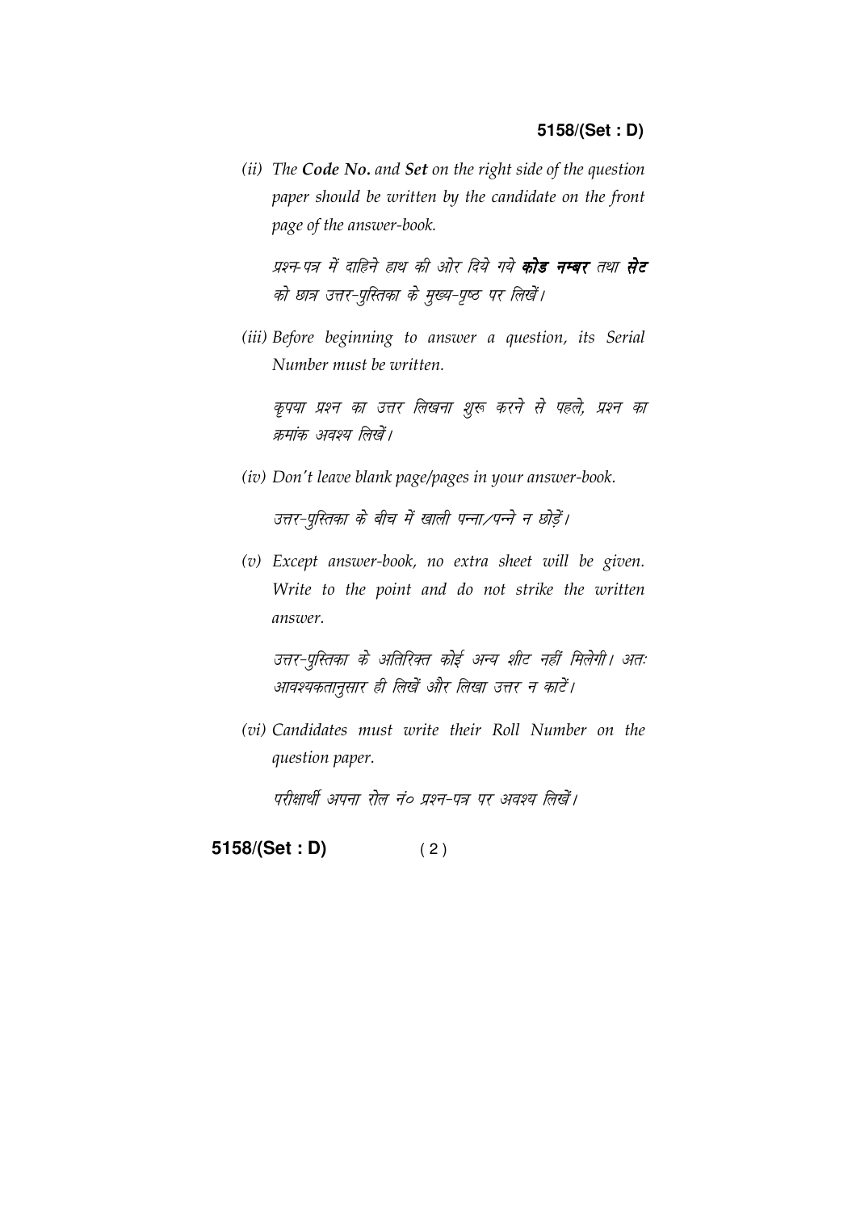*(ii) The **Code No.** and **Set** on the right side of the question paper should be written by the candidate on the front page of the answer-book.*

*प्रश्न-पत्र में दाहिने हाथ की ओर दिये गये **कोड नम्बर** तथा **सेट** को छात्र उत्तर-पुस्तिका के मुख्य-पृष्ठ पर लिखें।*

*(iii) Before beginning to answer a question, its Serial Number must be written.*

*कृपया प्रश्न का उत्तर लिखना शुरू करने से पहले, प्रश्न का क्रमांक अवश्य लिखें।*

*(iv) Don't leave blank page/pages in your answer-book.*

*उत्तर-पुस्तिका के बीच में खाली पन्ना/पन्ने न छोड़ें।*

*(v) Except answer-book, no extra sheet will be given. Write to the point and do not strike the written answer.*

*उत्तर-पुस्तिका के अतिरिक्त कोई अन्य शीट नहीं मिलेगी। अतः आवश्यकतानुसार ही लिखें और लिखा उत्तर न काटें।*

*(vi) Candidates must write their Roll Number on the question paper.*

*परीक्षार्थी अपना रोल नं० प्रश्न-पत्र पर अवश्य लिखें।*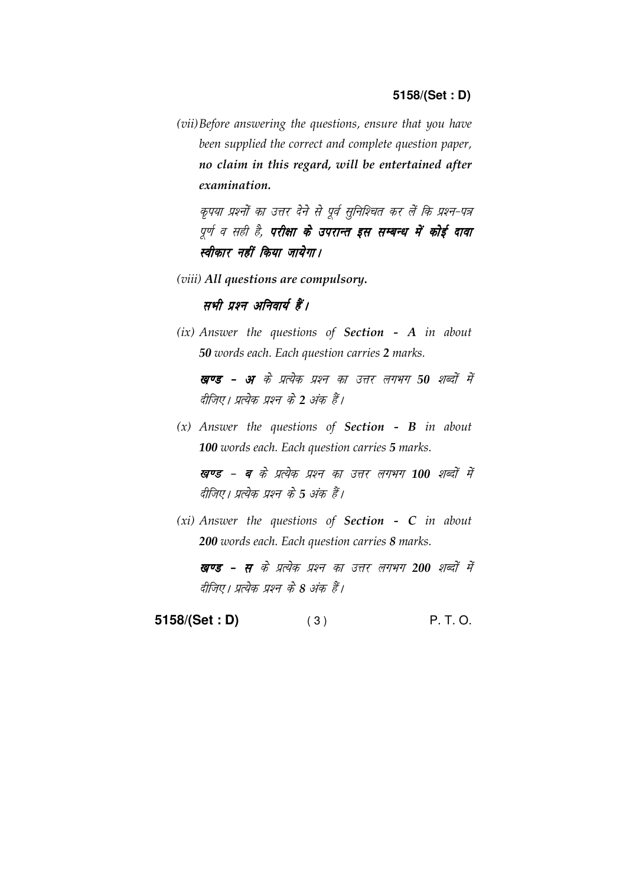(vii) *Before answering the questions, ensure that you have been supplied the correct and complete question paper,* ***no claim in this regard, will be entertained after examination.***

*कृपया प्रश्नों का उत्तर देने से पूर्व सुनिश्चित कर लें कि प्रश्न-पत्र पूर्ण व सही है,* ***परीक्षा के उपरान्त इस सम्बन्ध में कोई दावा स्वीकार नहीं किया जायेगा।***

(viii) ***All questions are compulsory.***

***सभी प्रश्न अनिवार्य हैं।***

(ix) *Answer the questions of* ***Section - A*** *in about* ***50*** *words each. Each question carries* ***2*** *marks.*

***खण्ड - अ*** *के प्रत्येक प्रश्न का उत्तर लगभग* ***50*** *शब्दों में दीजिए। प्रत्येक प्रश्न के* ***2*** *अंक हैं।*

(x) *Answer the questions of* ***Section - B*** *in about* ***100*** *words each. Each question carries* ***5*** *marks.*

***खण्ड - ब*** *के प्रत्येक प्रश्न का उत्तर लगभग* ***100*** *शब्दों में दीजिए। प्रत्येक प्रश्न के* ***5*** *अंक हैं।*

(xi) *Answer the questions of* ***Section - C*** *in about* ***200*** *words each. Each question carries* ***8*** *marks.*

***खण्ड - स*** *के प्रत्येक प्रश्न का उत्तर लगभग* ***200*** *शब्दों में दीजिए। प्रत्येक प्रश्न के* ***8*** *अंक हैं।*

P. T. O.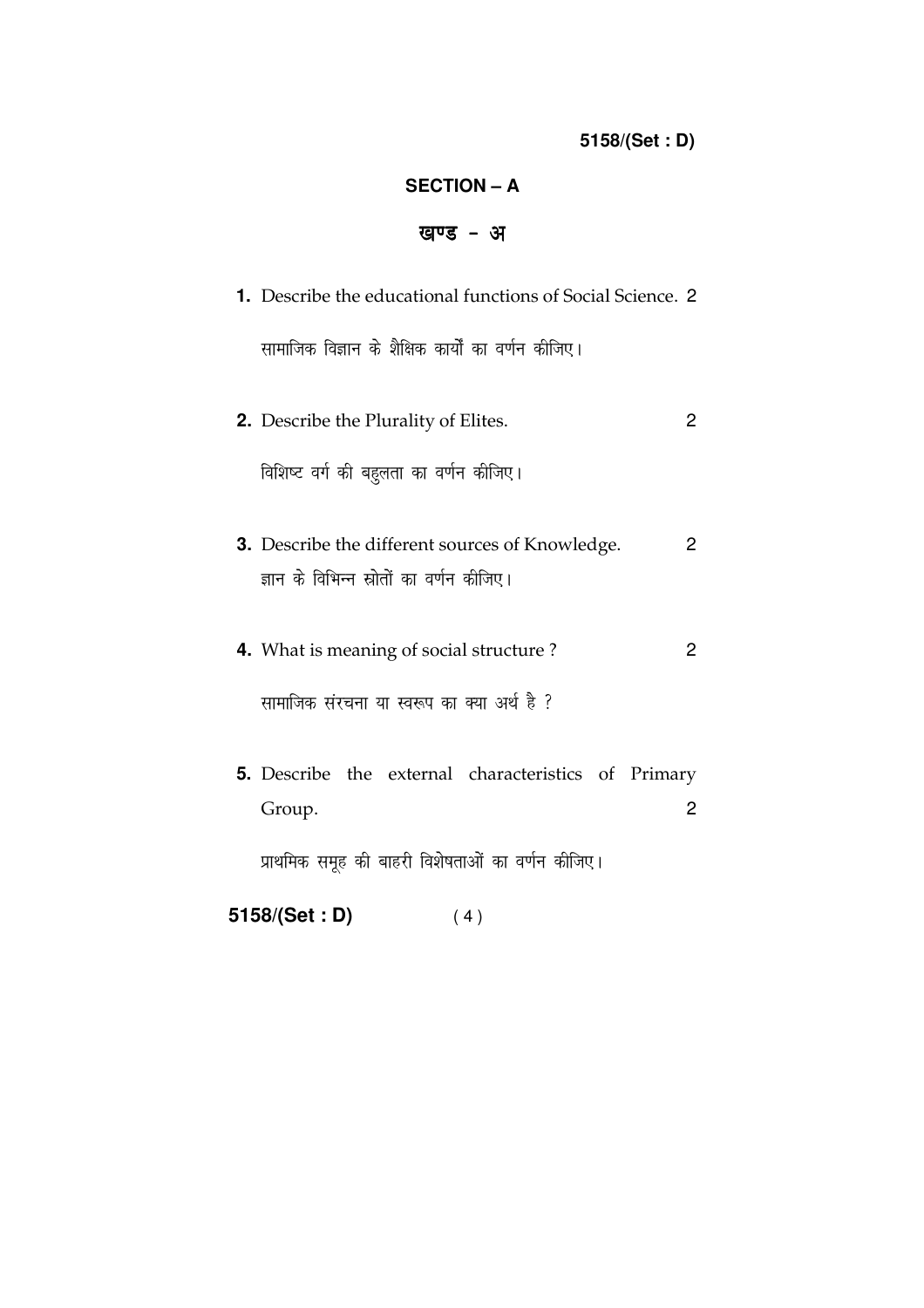## SECTION – A

## खण्ड – अ

**1.** Describe the educational functions of Social Science. 2

सामाजिक विज्ञान के शैक्षिक कार्यों का वर्णन कीजिए।

**2.** Describe the Plurality of Elites. 2

विशिष्ट वर्ग की बहुलता का वर्णन कीजिए।

**3.** Describe the different sources of Knowledge. 2

ज्ञान के विभिन्न स्रोतों का वर्णन कीजिए।

**4.** What is meaning of social structure ? 2

सामाजिक संरचना या स्वरूप का क्या अर्थ है ?

**5.** Describe the external characteristics of Primary Group. 2

प्राथमिक समूह की बाहरी विशेषताओं का वर्णन कीजिए।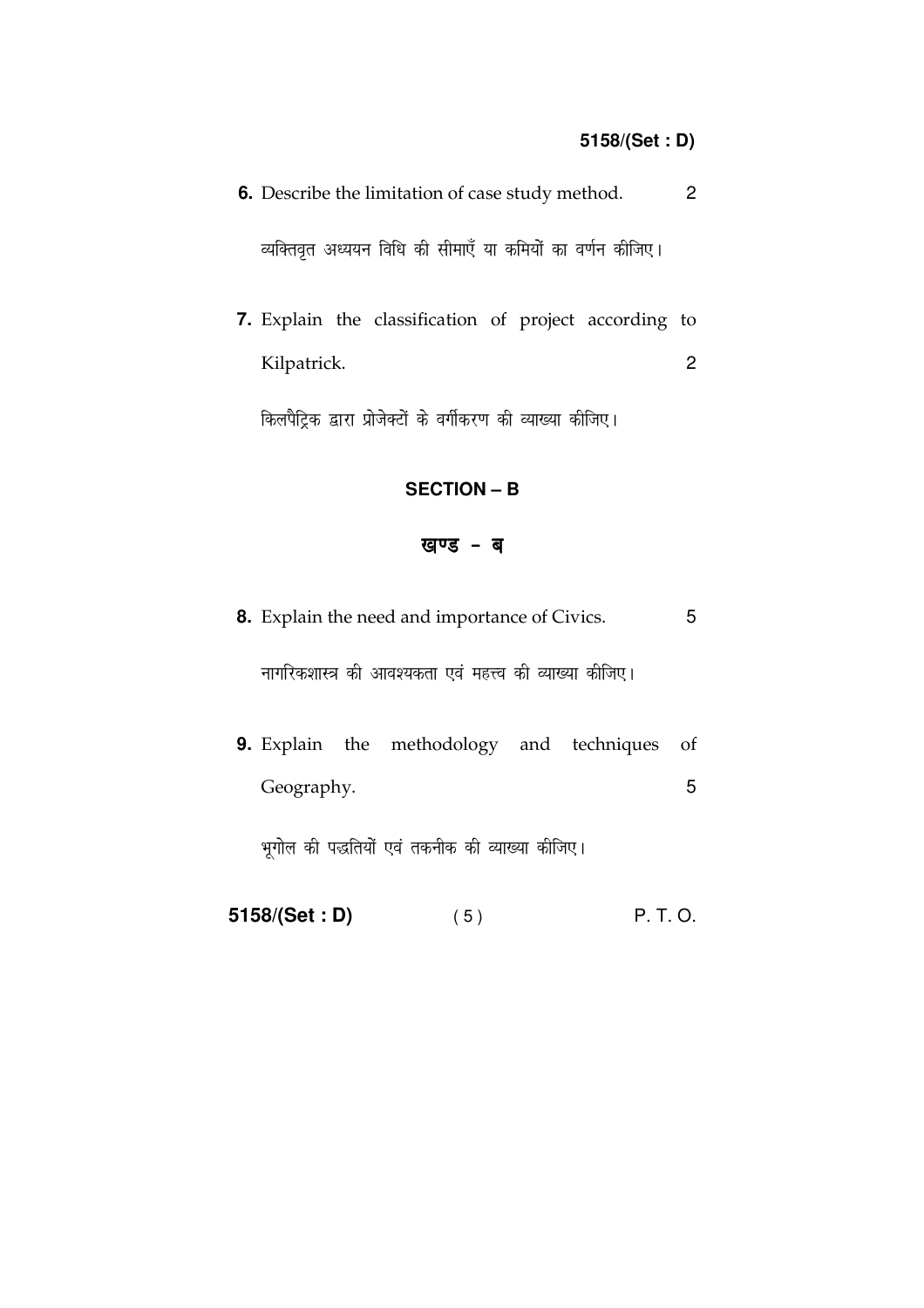**6.** Describe the limitation of case study method. 2

व्यक्तिवृत अध्ययन विधि की सीमाएँ या कमियों का वर्णन कीजिए।

**7.** Explain the classification of project according to Kilpatrick. 2

किलपैट्रिक द्वारा प्रोजेक्टों के वर्गीकरण की व्याख्या कीजिए।

## SECTION – B

## खण्ड – ब

**8.** Explain the need and importance of Civics. 5

नागरिकशास्त्र की आवश्यकता एवं महत्त्व की व्याख्या कीजिए।

**9.** Explain the methodology and techniques of Geography. 5

भूगोल की पद्धतियों एवं तकनीक की व्याख्या कीजिए।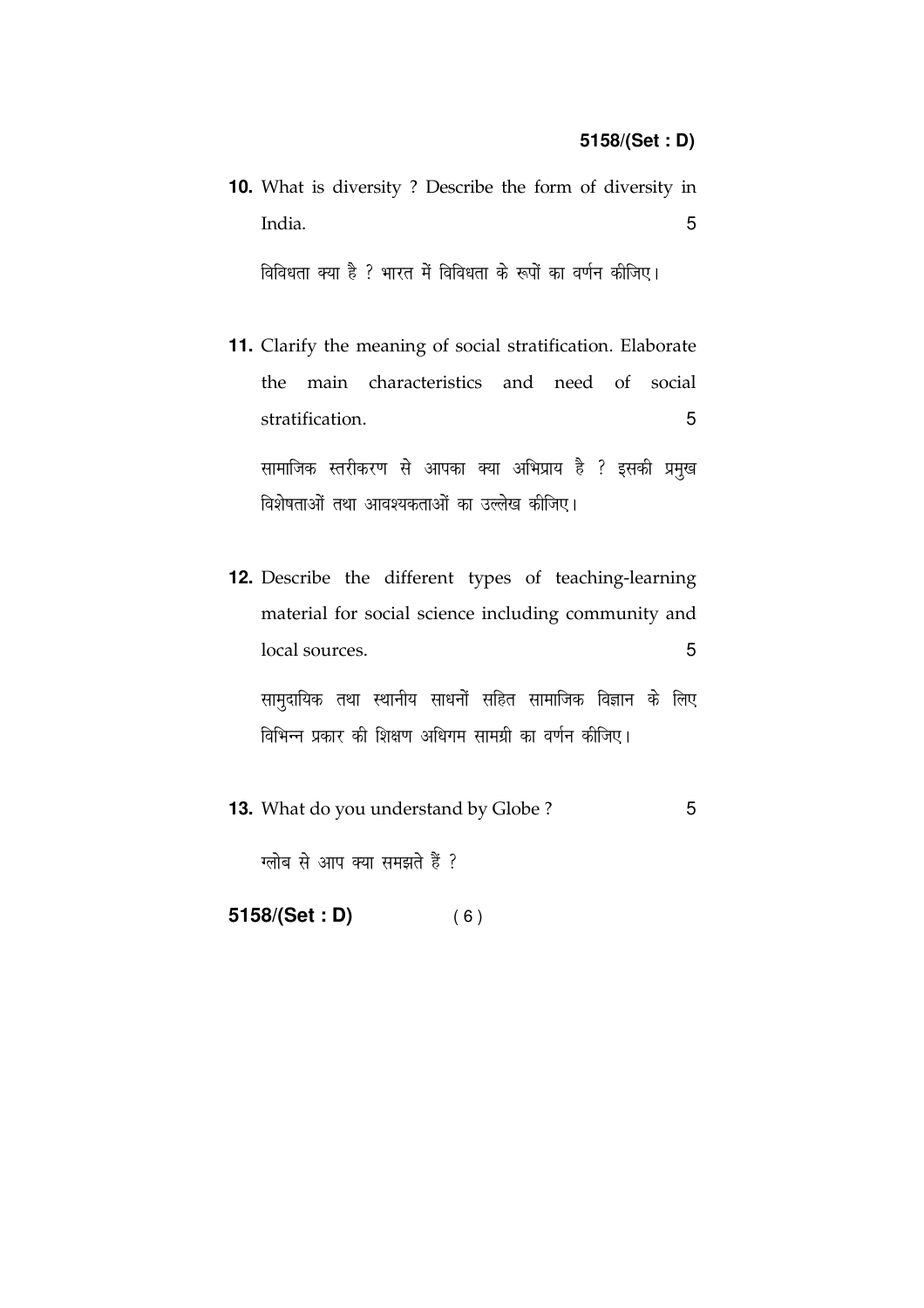**10.** What is diversity ? Describe the form of diversity in India. 5

विविधता क्या है ? भारत में विविधता के रूपों का वर्णन कीजिए।

**11.** Clarify the meaning of social stratification. Elaborate the main characteristics and need of social stratification. 5

सामाजिक स्तरीकरण से आपका क्या अभिप्राय है ? इसकी प्रमुख विशेषताओं तथा आवश्यकताओं का उल्लेख कीजिए।

**12.** Describe the different types of teaching-learning material for social science including community and local sources. 5

सामुदायिक तथा स्थानीय साधनों सहित सामाजिक विज्ञान के लिए विभिन्न प्रकार की शिक्षण अधिगम सामग्री का वर्णन कीजिए।

**13.** What do you understand by Globe ? 5

ग्लोब से आप क्या समझते हैं ?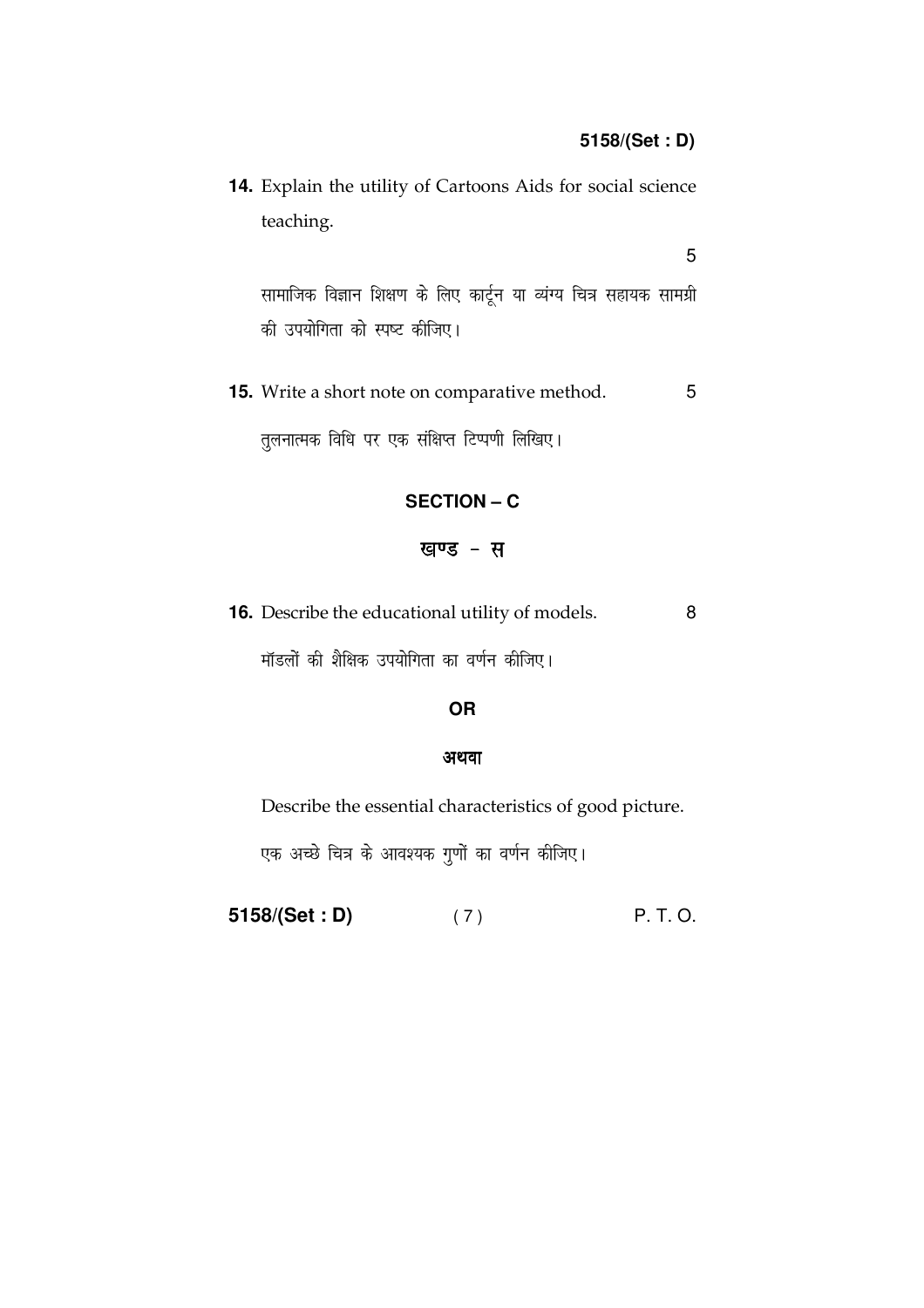**14.** Explain the utility of Cartoons Aids for social science teaching. 5

सामाजिक विज्ञान शिक्षण के लिए कार्टून या व्यंग्य चित्र सहायक सामग्री की उपयोगिता को स्पष्ट कीजिए।

**15.** Write a short note on comparative method. 5

तुलनात्मक विधि पर एक संक्षिप्त टिप्पणी लिखिए।

## SECTION – C

## खण्ड – स

**16.** Describe the educational utility of models. 8

मॉडलों की शैक्षिक उपयोगिता का वर्णन कीजिए।

**OR**

**अथवा**

Describe the essential characteristics of good picture.

एक अच्छे चित्र के आवश्यक गुणों का वर्णन कीजिए।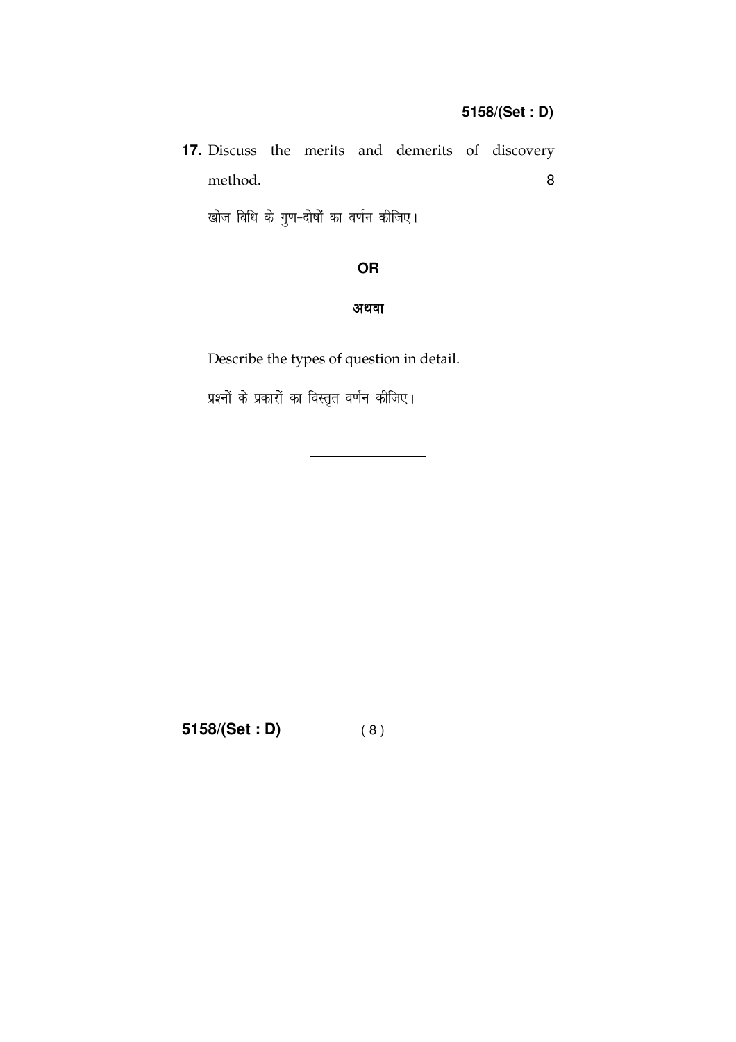**17.** Discuss the merits and demerits of discovery method. 8

खोज विधि के गुण-दोषों का वर्णन कीजिए।

**OR**

**अथवा**

Describe the types of question in detail.

प्रश्नों के प्रकारों का विस्तृत वर्णन कीजिए।